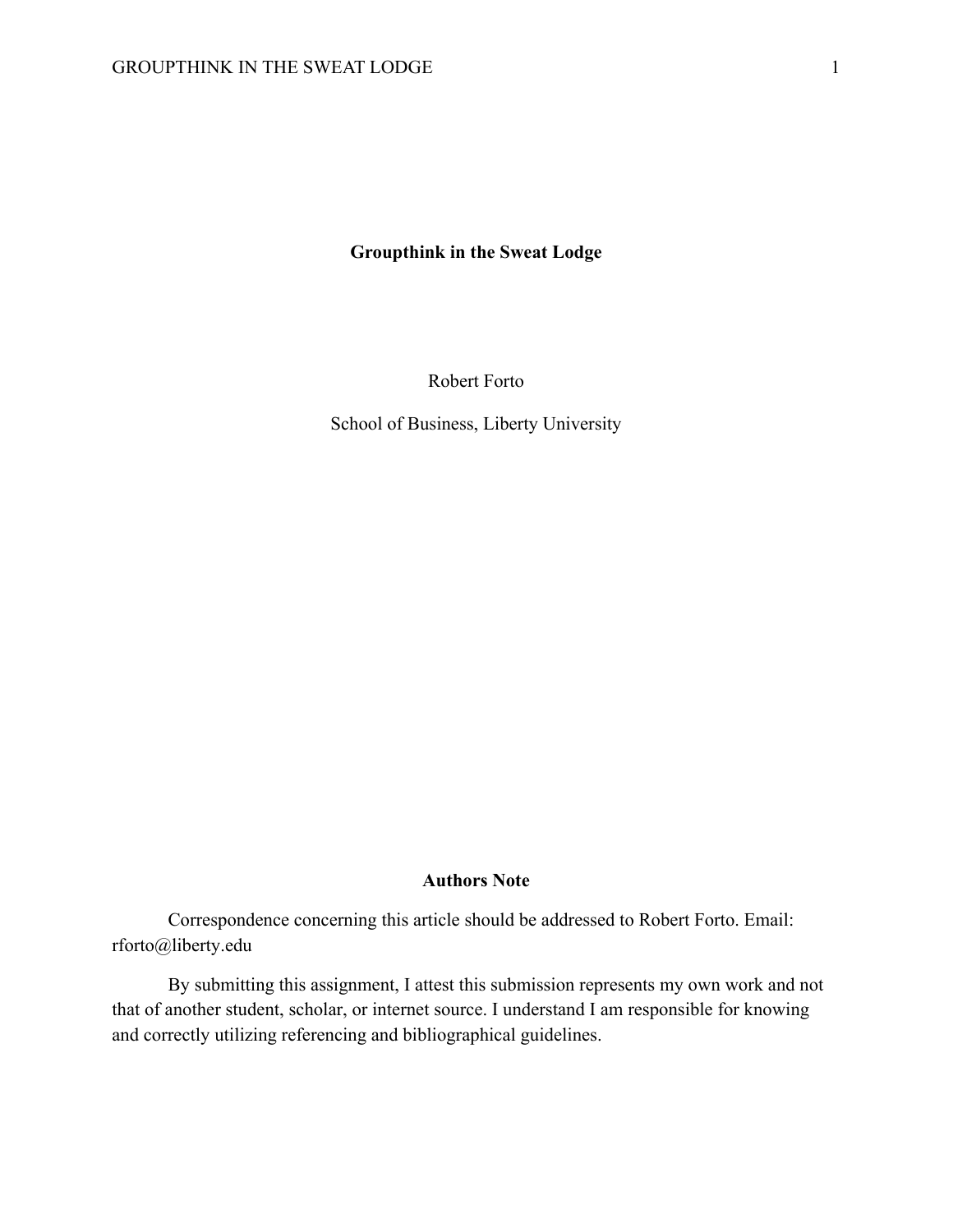# Groupthink in the Sweat Lodge

Robert Forto

School of Business, Liberty University

## Authors Note

Correspondence concerning this article should be addressed to Robert Forto. Email: rforto@liberty.edu

By submitting this assignment, I attest this submission represents my own work and not that of another student, scholar, or internet source. I understand I am responsible for knowing and correctly utilizing referencing and bibliographical guidelines.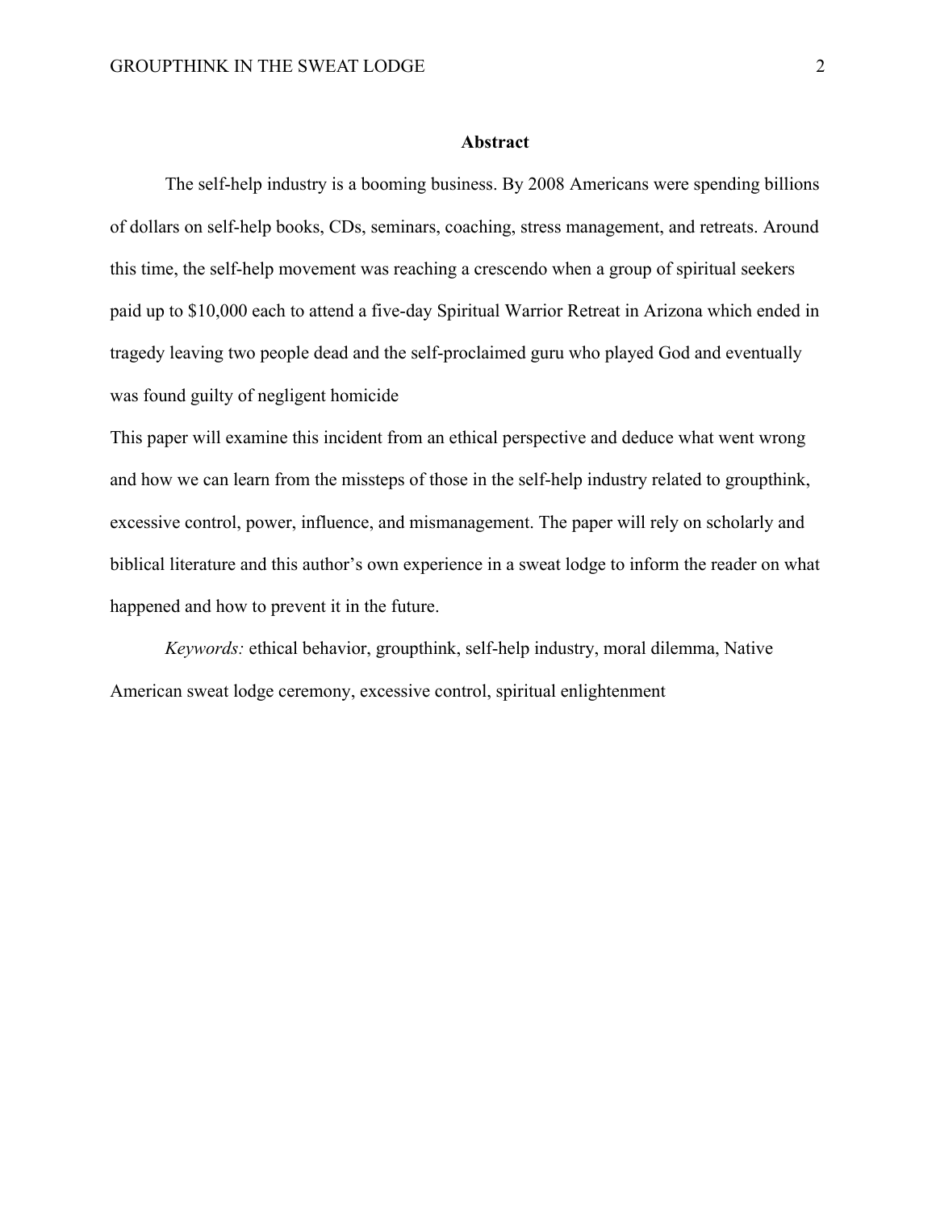## Abstract

The self-help industry is a booming business. By 2008 Americans were spending billions of dollars on self-help books, CDs, seminars, coaching, stress management, and retreats. Around this time, the self-help movement was reaching a crescendo when a group of spiritual seekers paid up to $10,000 each to attend a five-day Spiritual Warrior Retreat in Arizona which ended in tragedy leaving two people dead and the self-proclaimed guru who played God and eventually was found guilty of negligent homicide

This paper will examine this incident from an ethical perspective and deduce what went wrong and how we can learn from the missteps of those in the self-help industry related to groupthink, excessive control, power, influence, and mismanagement. The paper will rely on scholarly and biblical literature and this author's own experience in a sweat lodge to inform the reader on what happened and how to prevent it in the future.

*Keywords:* ethical behavior, groupthink, self-help industry, moral dilemma, Native American sweat lodge ceremony, excessive control, spiritual enlightenment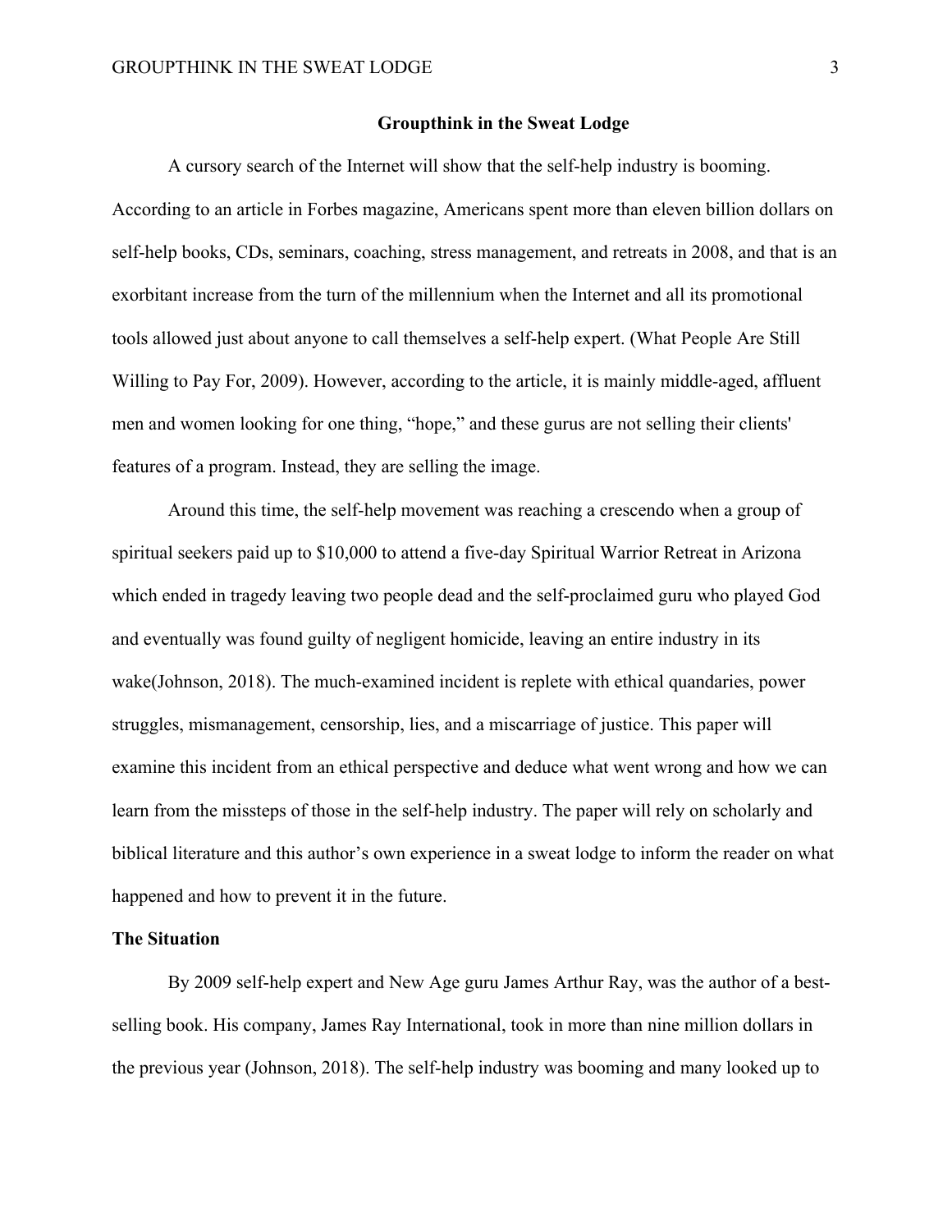# Groupthink in the Sweat Lodge

A cursory search of the Internet will show that the self-help industry is booming. According to an article in Forbes magazine, Americans spent more than eleven billion dollars on self-help books, CDs, seminars, coaching, stress management, and retreats in 2008, and that is an exorbitant increase from the turn of the millennium when the Internet and all its promotional tools allowed just about anyone to call themselves a self-help expert. (What People Are Still Willing to Pay For, 2009). However, according to the article, it is mainly middle-aged, affluent men and women looking for one thing, "hope," and these gurus are not selling their clients' features of a program. Instead, they are selling the image.

Around this time, the self-help movement was reaching a crescendo when a group of spiritual seekers paid up to $10,000 to attend a five-day Spiritual Warrior Retreat in Arizona which ended in tragedy leaving two people dead and the self-proclaimed guru who played God and eventually was found guilty of negligent homicide, leaving an entire industry in its wake(Johnson, 2018). The much-examined incident is replete with ethical quandaries, power struggles, mismanagement, censorship, lies, and a miscarriage of justice. This paper will examine this incident from an ethical perspective and deduce what went wrong and how we can learn from the missteps of those in the self-help industry. The paper will rely on scholarly and biblical literature and this author's own experience in a sweat lodge to inform the reader on what happened and how to prevent it in the future.

## The Situation

By 2009 self-help expert and New Age guru James Arthur Ray, was the author of a best-selling book. His company, James Ray International, took in more than nine million dollars in the previous year (Johnson, 2018). The self-help industry was booming and many looked up to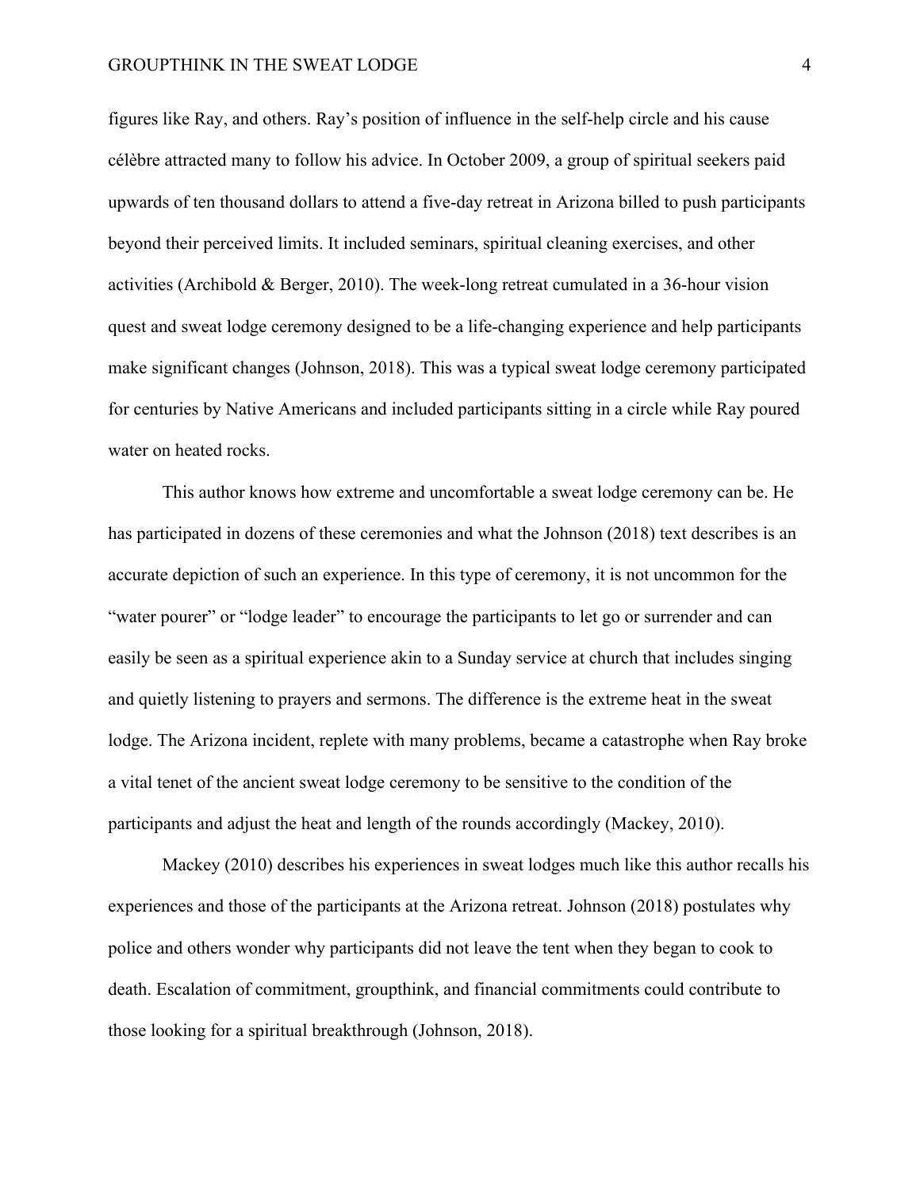figures like Ray, and others. Ray's position of influence in the self-help circle and his cause célèbre attracted many to follow his advice. In October 2009, a group of spiritual seekers paid upwards of ten thousand dollars to attend a five-day retreat in Arizona billed to push participants beyond their perceived limits. It included seminars, spiritual cleaning exercises, and other activities (Archibold & Berger, 2010). The week-long retreat cumulated in a 36-hour vision quest and sweat lodge ceremony designed to be a life-changing experience and help participants make significant changes (Johnson, 2018). This was a typical sweat lodge ceremony participated for centuries by Native Americans and included participants sitting in a circle while Ray poured water on heated rocks.

This author knows how extreme and uncomfortable a sweat lodge ceremony can be. He has participated in dozens of these ceremonies and what the Johnson (2018) text describes is an accurate depiction of such an experience. In this type of ceremony, it is not uncommon for the "water pourer" or "lodge leader" to encourage the participants to let go or surrender and can easily be seen as a spiritual experience akin to a Sunday service at church that includes singing and quietly listening to prayers and sermons. The difference is the extreme heat in the sweat lodge. The Arizona incident, replete with many problems, became a catastrophe when Ray broke a vital tenet of the ancient sweat lodge ceremony to be sensitive to the condition of the participants and adjust the heat and length of the rounds accordingly (Mackey, 2010).

Mackey (2010) describes his experiences in sweat lodges much like this author recalls his experiences and those of the participants at the Arizona retreat. Johnson (2018) postulates why police and others wonder why participants did not leave the tent when they began to cook to death. Escalation of commitment, groupthink, and financial commitments could contribute to those looking for a spiritual breakthrough (Johnson, 2018).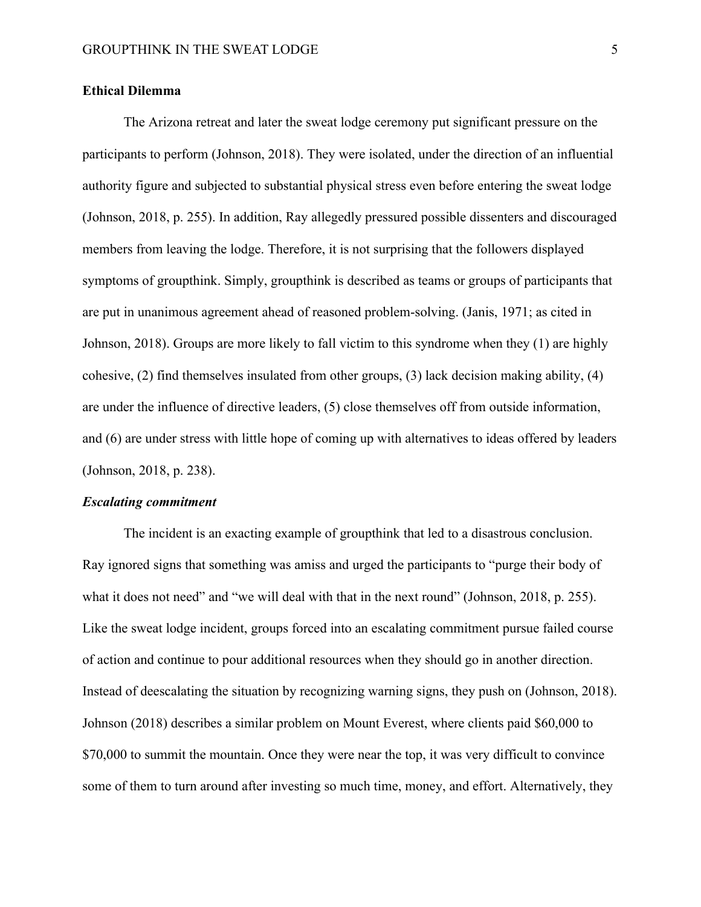## Ethical Dilemma

The Arizona retreat and later the sweat lodge ceremony put significant pressure on the participants to perform (Johnson, 2018). They were isolated, under the direction of an influential authority figure and subjected to substantial physical stress even before entering the sweat lodge (Johnson, 2018, p. 255). In addition, Ray allegedly pressured possible dissenters and discouraged members from leaving the lodge. Therefore, it is not surprising that the followers displayed symptoms of groupthink. Simply, groupthink is described as teams or groups of participants that are put in unanimous agreement ahead of reasoned problem-solving. (Janis, 1971; as cited in Johnson, 2018). Groups are more likely to fall victim to this syndrome when they (1) are highly cohesive, (2) find themselves insulated from other groups, (3) lack decision making ability, (4) are under the influence of directive leaders, (5) close themselves off from outside information, and (6) are under stress with little hope of coming up with alternatives to ideas offered by leaders (Johnson, 2018, p. 238).

### *Escalating commitment*

The incident is an exacting example of groupthink that led to a disastrous conclusion. Ray ignored signs that something was amiss and urged the participants to "purge their body of what it does not need" and "we will deal with that in the next round" (Johnson, 2018, p. 255). Like the sweat lodge incident, groups forced into an escalating commitment pursue failed course of action and continue to pour additional resources when they should go in another direction. Instead of deescalating the situation by recognizing warning signs, they push on (Johnson, 2018). Johnson (2018) describes a similar problem on Mount Everest, where clients paid $60,000 to $70,000 to summit the mountain. Once they were near the top, it was very difficult to convince some of them to turn around after investing so much time, money, and effort. Alternatively, they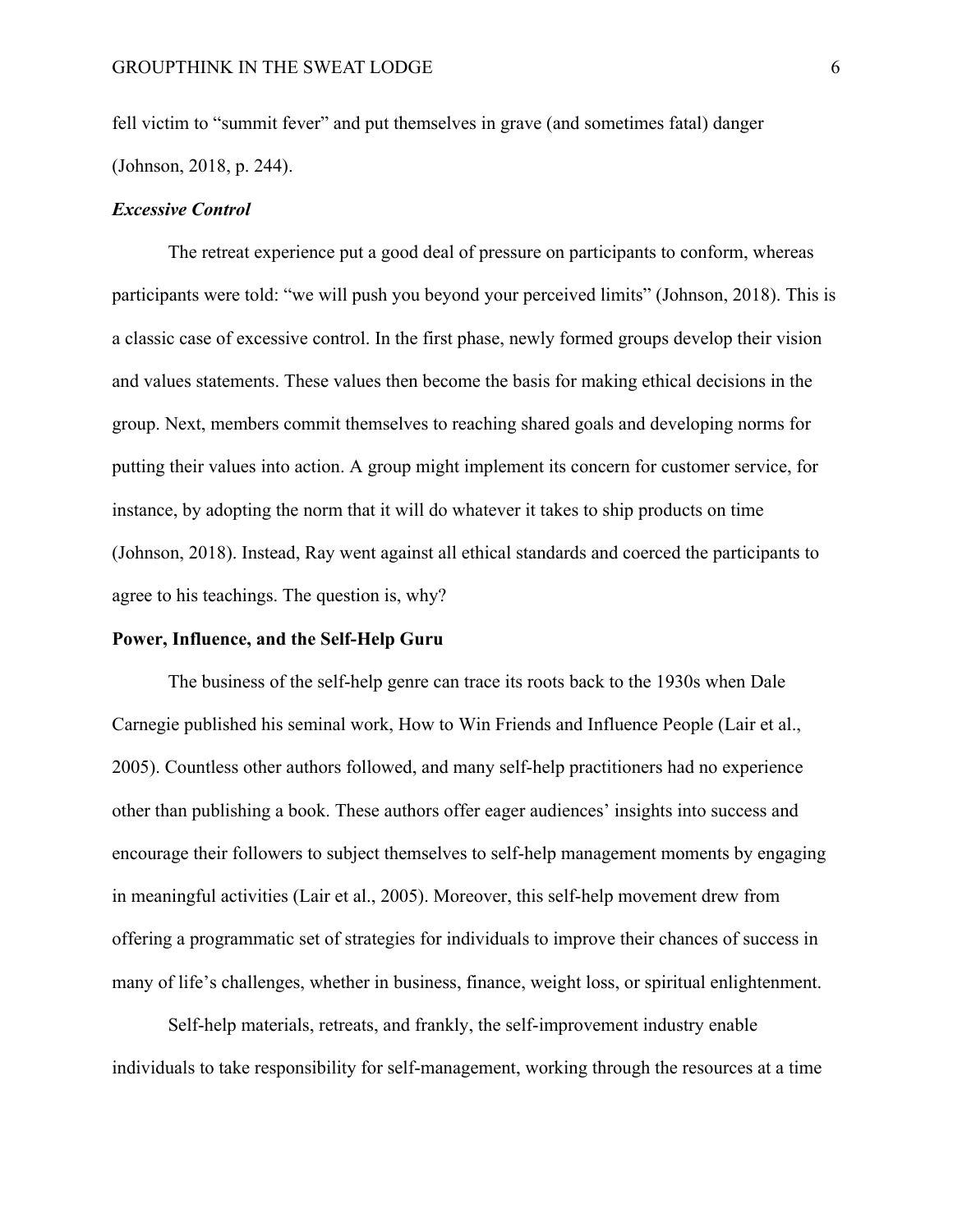fell victim to "summit fever" and put themselves in grave (and sometimes fatal) danger (Johnson, 2018, p. 244).

### *Excessive Control*

The retreat experience put a good deal of pressure on participants to conform, whereas participants were told: "we will push you beyond your perceived limits" (Johnson, 2018). This is a classic case of excessive control. In the first phase, newly formed groups develop their vision and values statements. These values then become the basis for making ethical decisions in the group. Next, members commit themselves to reaching shared goals and developing norms for putting their values into action. A group might implement its concern for customer service, for instance, by adopting the norm that it will do whatever it takes to ship products on time (Johnson, 2018). Instead, Ray went against all ethical standards and coerced the participants to agree to his teachings. The question is, why?

## **Power, Influence, and the Self-Help Guru**

The business of the self-help genre can trace its roots back to the 1930s when Dale Carnegie published his seminal work, How to Win Friends and Influence People (Lair et al., 2005). Countless other authors followed, and many self-help practitioners had no experience other than publishing a book. These authors offer eager audiences' insights into success and encourage their followers to subject themselves to self-help management moments by engaging in meaningful activities (Lair et al., 2005). Moreover, this self-help movement drew from offering a programmatic set of strategies for individuals to improve their chances of success in many of life's challenges, whether in business, finance, weight loss, or spiritual enlightenment.

Self-help materials, retreats, and frankly, the self-improvement industry enable individuals to take responsibility for self-management, working through the resources at a time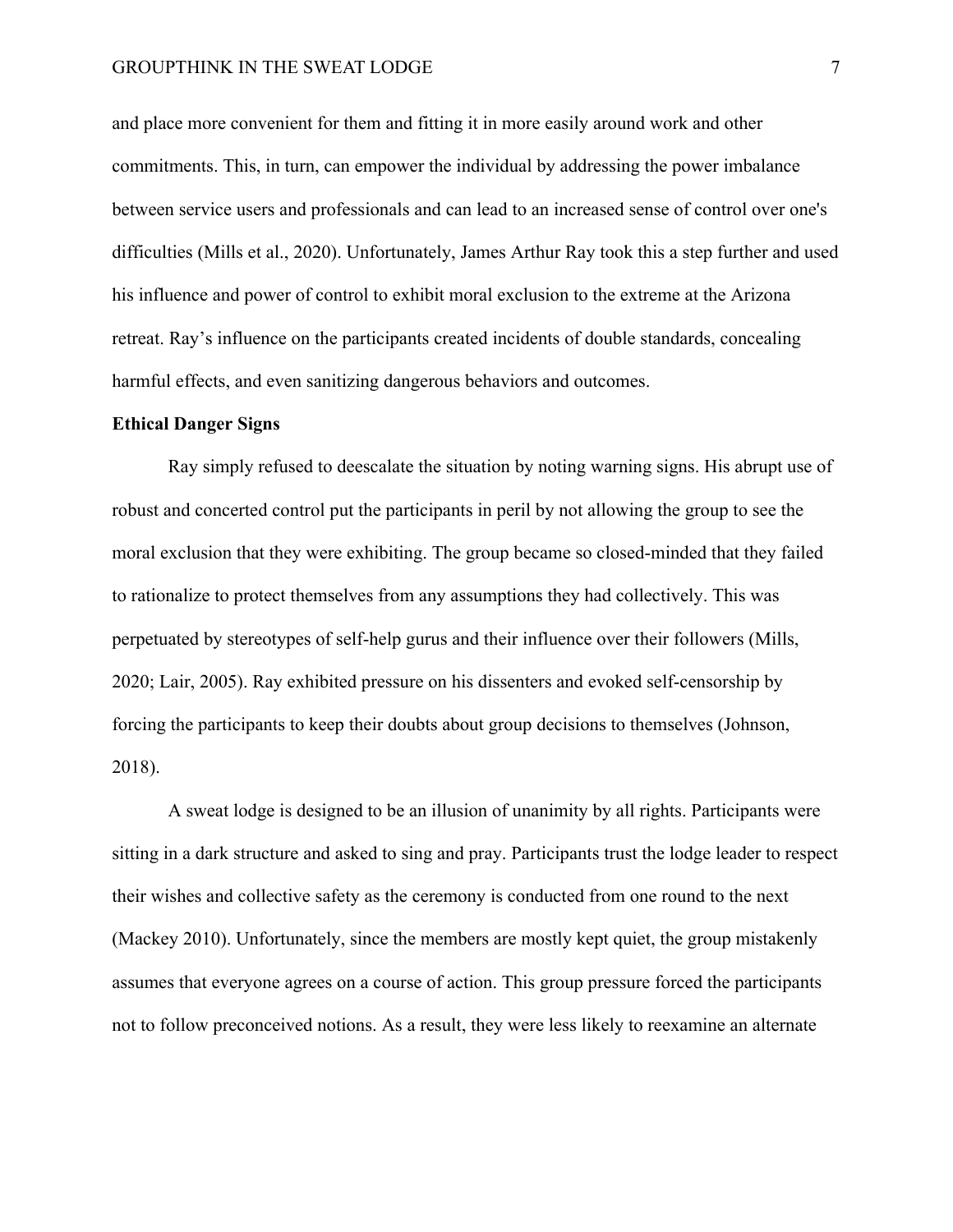and place more convenient for them and fitting it in more easily around work and other commitments. This, in turn, can empower the individual by addressing the power imbalance between service users and professionals and can lead to an increased sense of control over one's difficulties (Mills et al., 2020). Unfortunately, James Arthur Ray took this a step further and used his influence and power of control to exhibit moral exclusion to the extreme at the Arizona retreat. Ray's influence on the participants created incidents of double standards, concealing harmful effects, and even sanitizing dangerous behaviors and outcomes.

**Ethical Danger Signs**

Ray simply refused to deescalate the situation by noting warning signs. His abrupt use of robust and concerted control put the participants in peril by not allowing the group to see the moral exclusion that they were exhibiting. The group became so closed-minded that they failed to rationalize to protect themselves from any assumptions they had collectively. This was perpetuated by stereotypes of self-help gurus and their influence over their followers (Mills, 2020; Lair, 2005). Ray exhibited pressure on his dissenters and evoked self-censorship by forcing the participants to keep their doubts about group decisions to themselves (Johnson, 2018).

A sweat lodge is designed to be an illusion of unanimity by all rights. Participants were sitting in a dark structure and asked to sing and pray. Participants trust the lodge leader to respect their wishes and collective safety as the ceremony is conducted from one round to the next (Mackey 2010). Unfortunately, since the members are mostly kept quiet, the group mistakenly assumes that everyone agrees on a course of action. This group pressure forced the participants not to follow preconceived notions. As a result, they were less likely to reexamine an alternate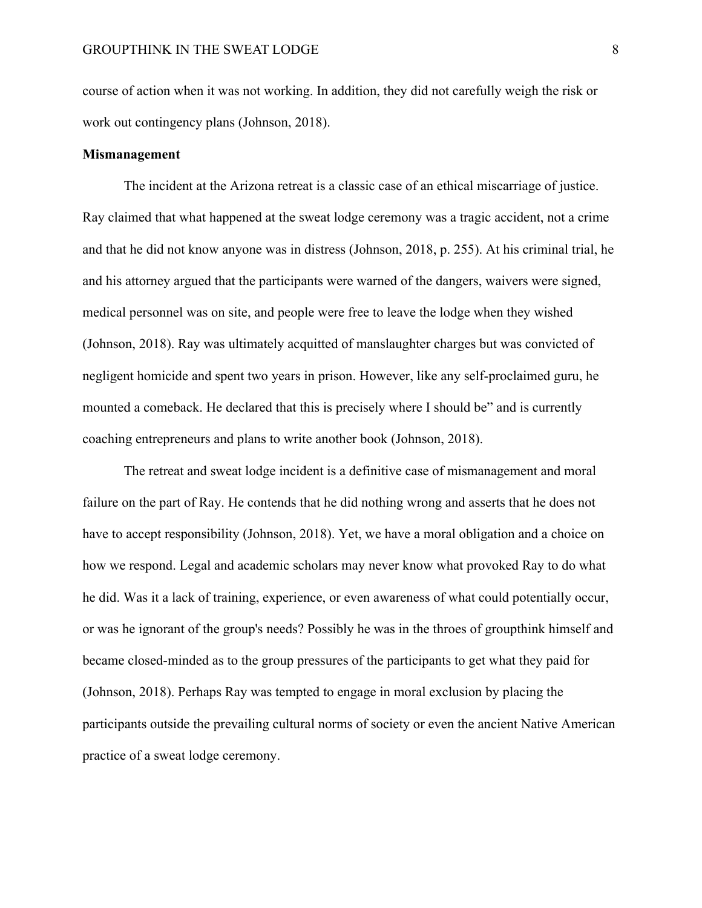course of action when it was not working. In addition, they did not carefully weigh the risk or work out contingency plans (Johnson, 2018).

**Mismanagement**

The incident at the Arizona retreat is a classic case of an ethical miscarriage of justice. Ray claimed that what happened at the sweat lodge ceremony was a tragic accident, not a crime and that he did not know anyone was in distress (Johnson, 2018, p. 255). At his criminal trial, he and his attorney argued that the participants were warned of the dangers, waivers were signed, medical personnel was on site, and people were free to leave the lodge when they wished (Johnson, 2018). Ray was ultimately acquitted of manslaughter charges but was convicted of negligent homicide and spent two years in prison. However, like any self-proclaimed guru, he mounted a comeback. He declared that this is precisely where I should be" and is currently coaching entrepreneurs and plans to write another book (Johnson, 2018).

The retreat and sweat lodge incident is a definitive case of mismanagement and moral failure on the part of Ray. He contends that he did nothing wrong and asserts that he does not have to accept responsibility (Johnson, 2018). Yet, we have a moral obligation and a choice on how we respond. Legal and academic scholars may never know what provoked Ray to do what he did. Was it a lack of training, experience, or even awareness of what could potentially occur, or was he ignorant of the group's needs? Possibly he was in the throes of groupthink himself and became closed-minded as to the group pressures of the participants to get what they paid for (Johnson, 2018). Perhaps Ray was tempted to engage in moral exclusion by placing the participants outside the prevailing cultural norms of society or even the ancient Native American practice of a sweat lodge ceremony.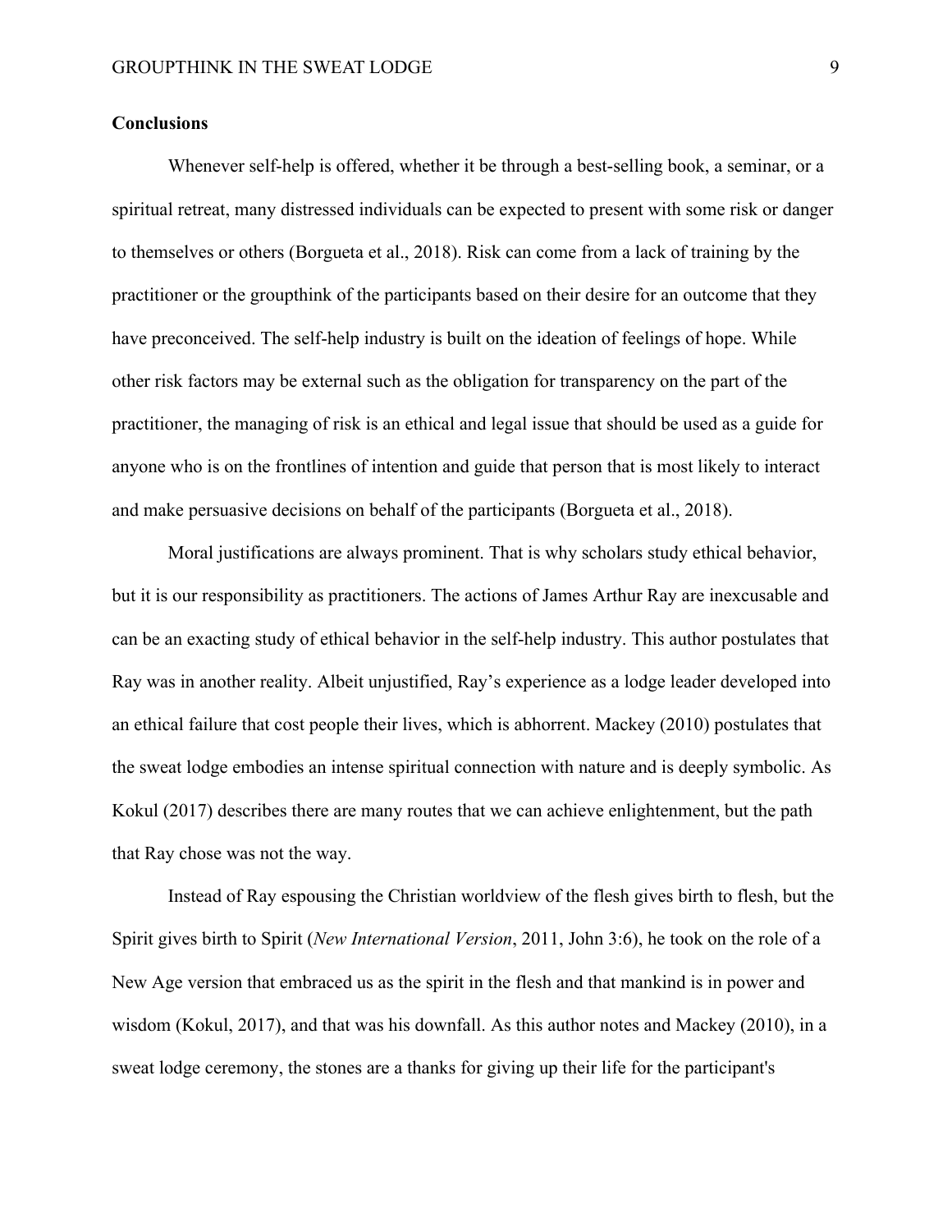**Conclusions**

Whenever self-help is offered, whether it be through a best-selling book, a seminar, or a spiritual retreat, many distressed individuals can be expected to present with some risk or danger to themselves or others (Borgueta et al., 2018). Risk can come from a lack of training by the practitioner or the groupthink of the participants based on their desire for an outcome that they have preconceived. The self-help industry is built on the ideation of feelings of hope. While other risk factors may be external such as the obligation for transparency on the part of the practitioner, the managing of risk is an ethical and legal issue that should be used as a guide for anyone who is on the frontlines of intention and guide that person that is most likely to interact and make persuasive decisions on behalf of the participants (Borgueta et al., 2018).

Moral justifications are always prominent. That is why scholars study ethical behavior, but it is our responsibility as practitioners. The actions of James Arthur Ray are inexcusable and can be an exacting study of ethical behavior in the self-help industry. This author postulates that Ray was in another reality. Albeit unjustified, Ray's experience as a lodge leader developed into an ethical failure that cost people their lives, which is abhorrent. Mackey (2010) postulates that the sweat lodge embodies an intense spiritual connection with nature and is deeply symbolic. As Kokul (2017) describes there are many routes that we can achieve enlightenment, but the path that Ray chose was not the way.

Instead of Ray espousing the Christian worldview of the flesh gives birth to flesh, but the Spirit gives birth to Spirit (*New International Version*, 2011, John 3:6), he took on the role of a New Age version that embraced us as the spirit in the flesh and that mankind is in power and wisdom (Kokul, 2017), and that was his downfall. As this author notes and Mackey (2010), in a sweat lodge ceremony, the stones are a thanks for giving up their life for the participant's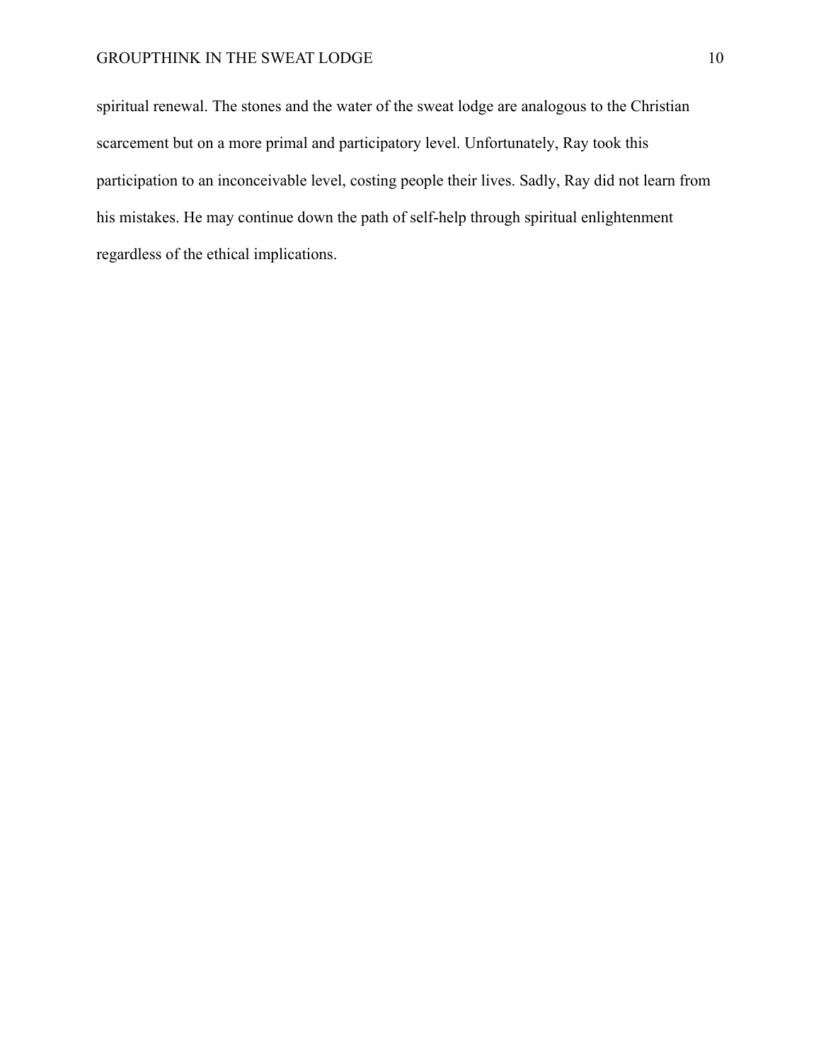spiritual renewal. The stones and the water of the sweat lodge are analogous to the Christian scarcement but on a more primal and participatory level. Unfortunately, Ray took this participation to an inconceivable level, costing people their lives. Sadly, Ray did not learn from his mistakes. He may continue down the path of self-help through spiritual enlightenment regardless of the ethical implications.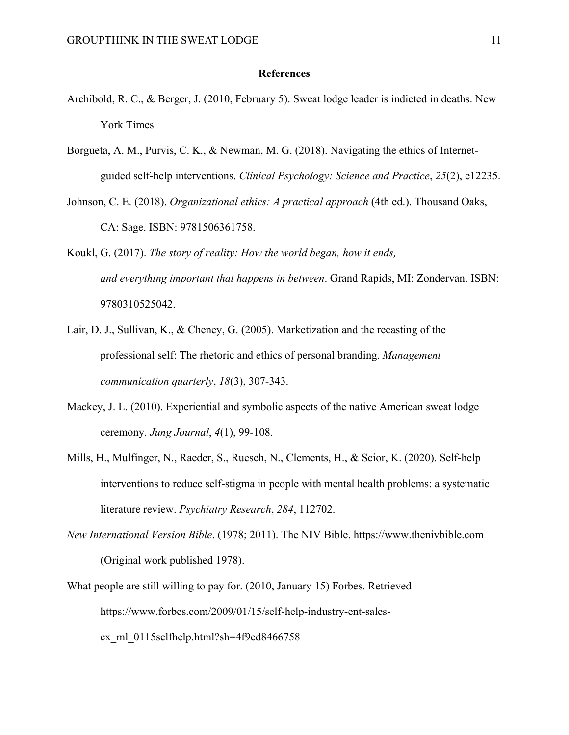# References

Archibold, R. C., & Berger, J. (2010, February 5). Sweat lodge leader is indicted in deaths. New York Times

Borgueta, A. M., Purvis, C. K., & Newman, M. G. (2018). Navigating the ethics of Internet-guided self-help interventions. *Clinical Psychology: Science and Practice*, *25*(2), e12235.

Johnson, C. E. (2018). *Organizational ethics: A practical approach* (4th ed.). Thousand Oaks, CA: Sage. ISBN: 9781506361758.

Koukl, G. (2017). *The story of reality: How the world began, how it ends, and everything important that happens in between*. Grand Rapids, MI: Zondervan. ISBN: 9780310525042.

Lair, D. J., Sullivan, K., & Cheney, G. (2005). Marketization and the recasting of the professional self: The rhetoric and ethics of personal branding. *Management communication quarterly*, *18*(3), 307-343.

Mackey, J. L. (2010). Experiential and symbolic aspects of the native American sweat lodge ceremony. *Jung Journal*, *4*(1), 99-108.

Mills, H., Mulfinger, N., Raeder, S., Ruesch, N., Clements, H., & Scior, K. (2020). Self-help interventions to reduce self-stigma in people with mental health problems: a systematic literature review. *Psychiatry Research*, *284*, 112702.

*New International Version Bible*. (1978; 2011). The NIV Bible. https://www.thenivbible.com (Original work published 1978).

What people are still willing to pay for. (2010, January 15) Forbes. Retrieved https://www.forbes.com/2009/01/15/self-help-industry-ent-sales-cx_ml_0115selfhelp.html?sh=4f9cd8466758